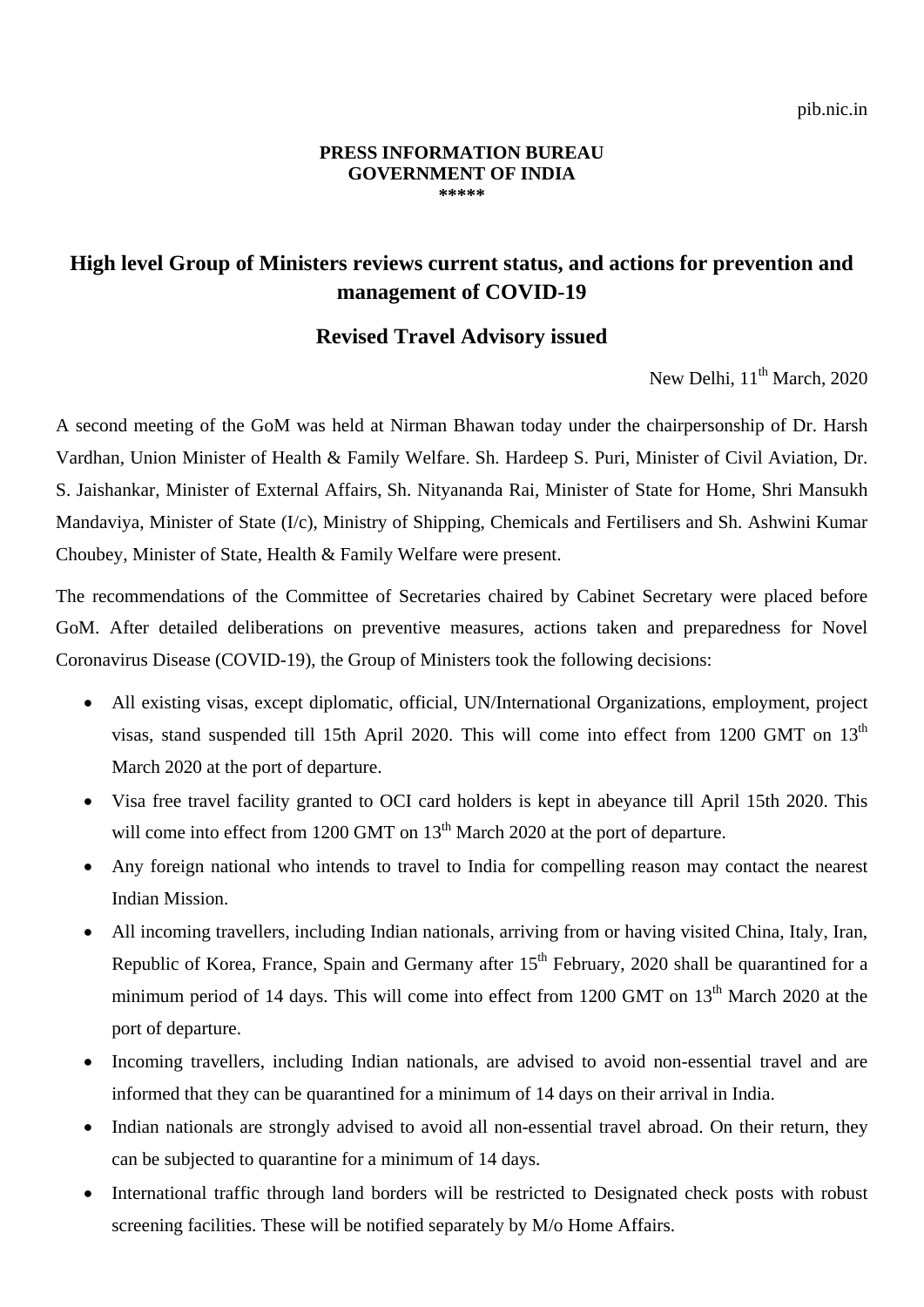pib.nic.in

**PRESS INFORMATION BUREAU**
**GOVERNMENT OF INDIA**
**\*\*\*\*\***

# High level Group of Ministers reviews current status, and actions for prevention and management of COVID-19

## Revised Travel Advisory issued

New Delhi, 11th March, 2020

A second meeting of the GoM was held at Nirman Bhawan today under the chairpersonship of Dr. Harsh Vardhan, Union Minister of Health & Family Welfare. Sh. Hardeep S. Puri, Minister of Civil Aviation, Dr. S. Jaishankar, Minister of External Affairs, Sh. Nityananda Rai, Minister of State for Home, Shri Mansukh Mandaviya, Minister of State (I/c), Ministry of Shipping, Chemicals and Fertilisers and Sh. Ashwini Kumar Choubey, Minister of State, Health & Family Welfare were present.

The recommendations of the Committee of Secretaries chaired by Cabinet Secretary were placed before GoM. After detailed deliberations on preventive measures, actions taken and preparedness for Novel Coronavirus Disease (COVID-19), the Group of Ministers took the following decisions:

- All existing visas, except diplomatic, official, UN/International Organizations, employment, project visas, stand suspended till 15th April 2020. This will come into effect from 1200 GMT on 13th March 2020 at the port of departure.
- Visa free travel facility granted to OCI card holders is kept in abeyance till April 15th 2020. This will come into effect from 1200 GMT on 13th March 2020 at the port of departure.
- Any foreign national who intends to travel to India for compelling reason may contact the nearest Indian Mission.
- All incoming travellers, including Indian nationals, arriving from or having visited China, Italy, Iran, Republic of Korea, France, Spain and Germany after 15th February, 2020 shall be quarantined for a minimum period of 14 days. This will come into effect from 1200 GMT on 13th March 2020 at the port of departure.
- Incoming travellers, including Indian nationals, are advised to avoid non-essential travel and are informed that they can be quarantined for a minimum of 14 days on their arrival in India.
- Indian nationals are strongly advised to avoid all non-essential travel abroad. On their return, they can be subjected to quarantine for a minimum of 14 days.
- International traffic through land borders will be restricted to Designated check posts with robust screening facilities. These will be notified separately by M/o Home Affairs.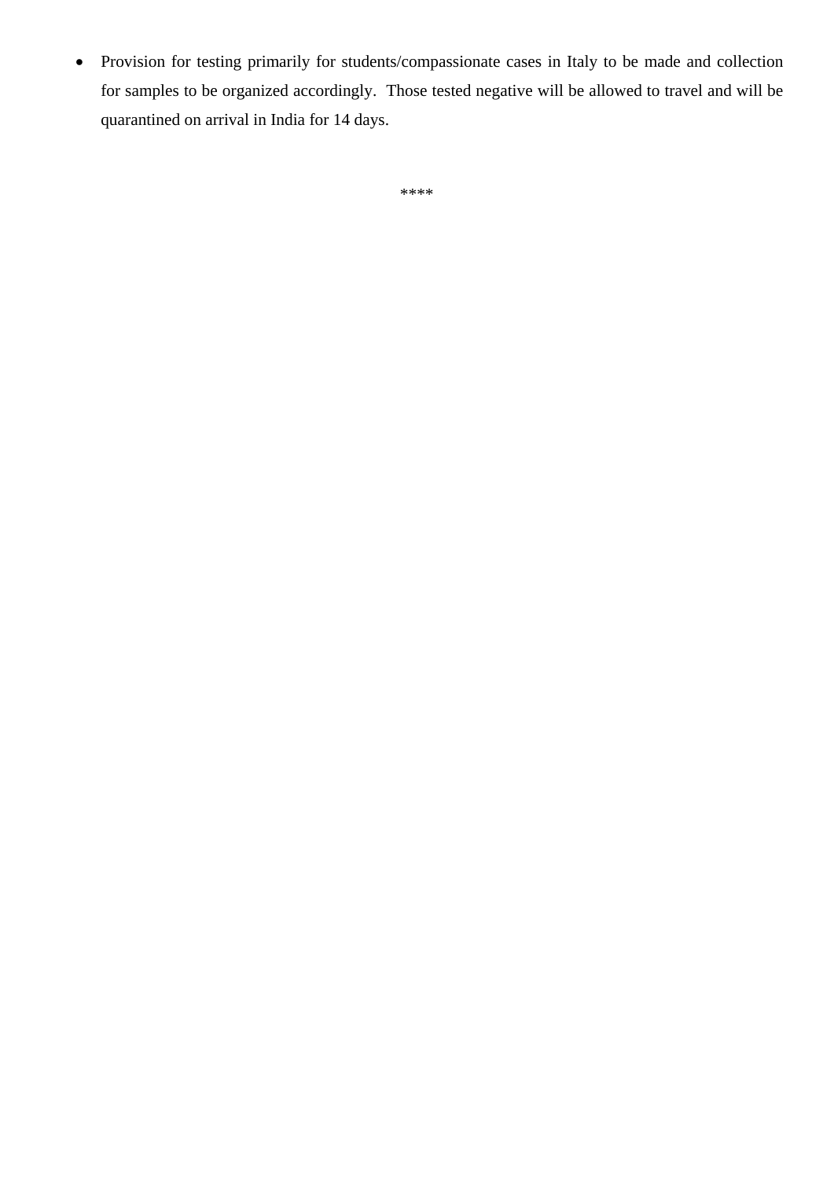- Provision for testing primarily for students/compassionate cases in Italy to be made and collection for samples to be organized accordingly. Those tested negative will be allowed to travel and will be quarantined on arrival in India for 14 days.

****